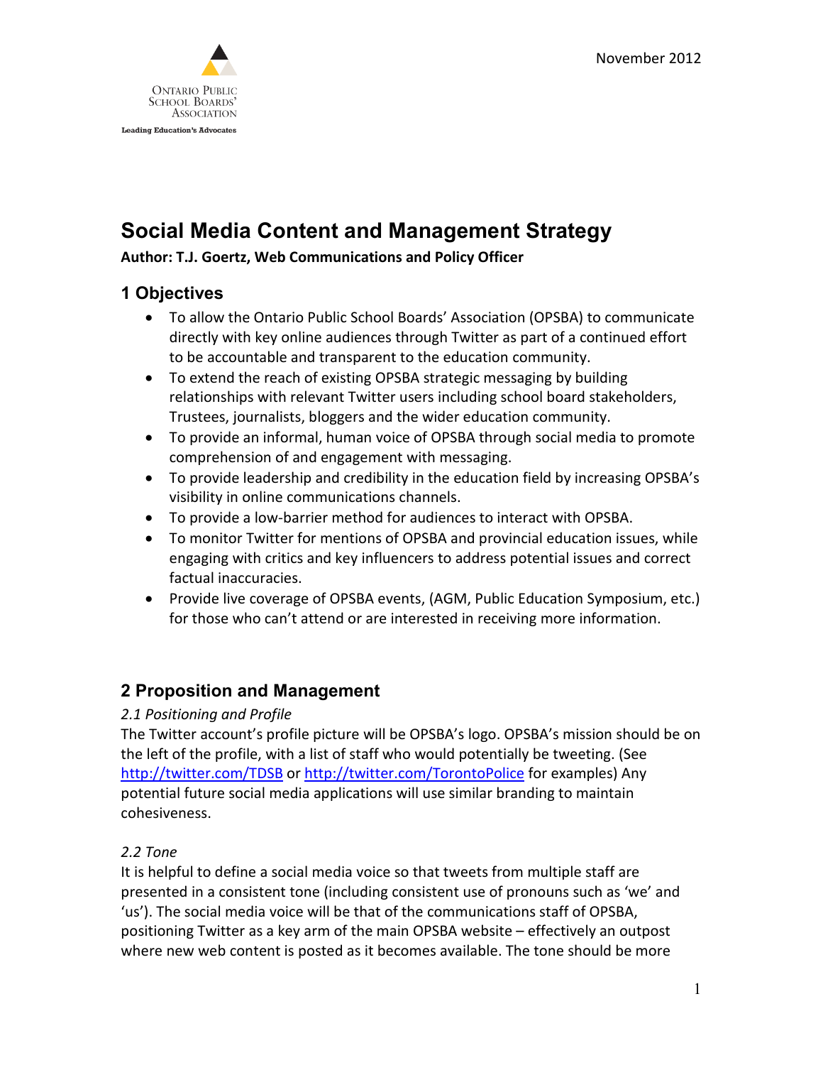November 2012

Ontario Public School Boards' Association

Leading Education's Advocates

# Social Media Content and Management Strategy

**Author: T.J. Goertz, Web Communications and Policy Officer**

## 1 Objectives

- To allow the Ontario Public School Boards' Association (OPSBA) to communicate directly with key online audiences through Twitter as part of a continued effort to be accountable and transparent to the education community.
- To extend the reach of existing OPSBA strategic messaging by building relationships with relevant Twitter users including school board stakeholders, Trustees, journalists, bloggers and the wider education community.
- To provide an informal, human voice of OPSBA through social media to promote comprehension of and engagement with messaging.
- To provide leadership and credibility in the education field by increasing OPSBA's visibility in online communications channels.
- To provide a low-barrier method for audiences to interact with OPSBA.
- To monitor Twitter for mentions of OPSBA and provincial education issues, while engaging with critics and key influencers to address potential issues and correct factual inaccuracies.
- Provide live coverage of OPSBA events, (AGM, Public Education Symposium, etc.) for those who can't attend or are interested in receiving more information.

## 2 Proposition and Management

*2.1 Positioning and Profile*

The Twitter account's profile picture will be OPSBA's logo. OPSBA's mission should be on the left of the profile, with a list of staff who would potentially be tweeting. (See http://twitter.com/TDSB or http://twitter.com/TorontoPolice for examples) Any potential future social media applications will use similar branding to maintain cohesiveness.

*2.2 Tone*

It is helpful to define a social media voice so that tweets from multiple staff are presented in a consistent tone (including consistent use of pronouns such as 'we' and 'us'). The social media voice will be that of the communications staff of OPSBA, positioning Twitter as a key arm of the main OPSBA website – effectively an outpost where new web content is posted as it becomes available. The tone should be more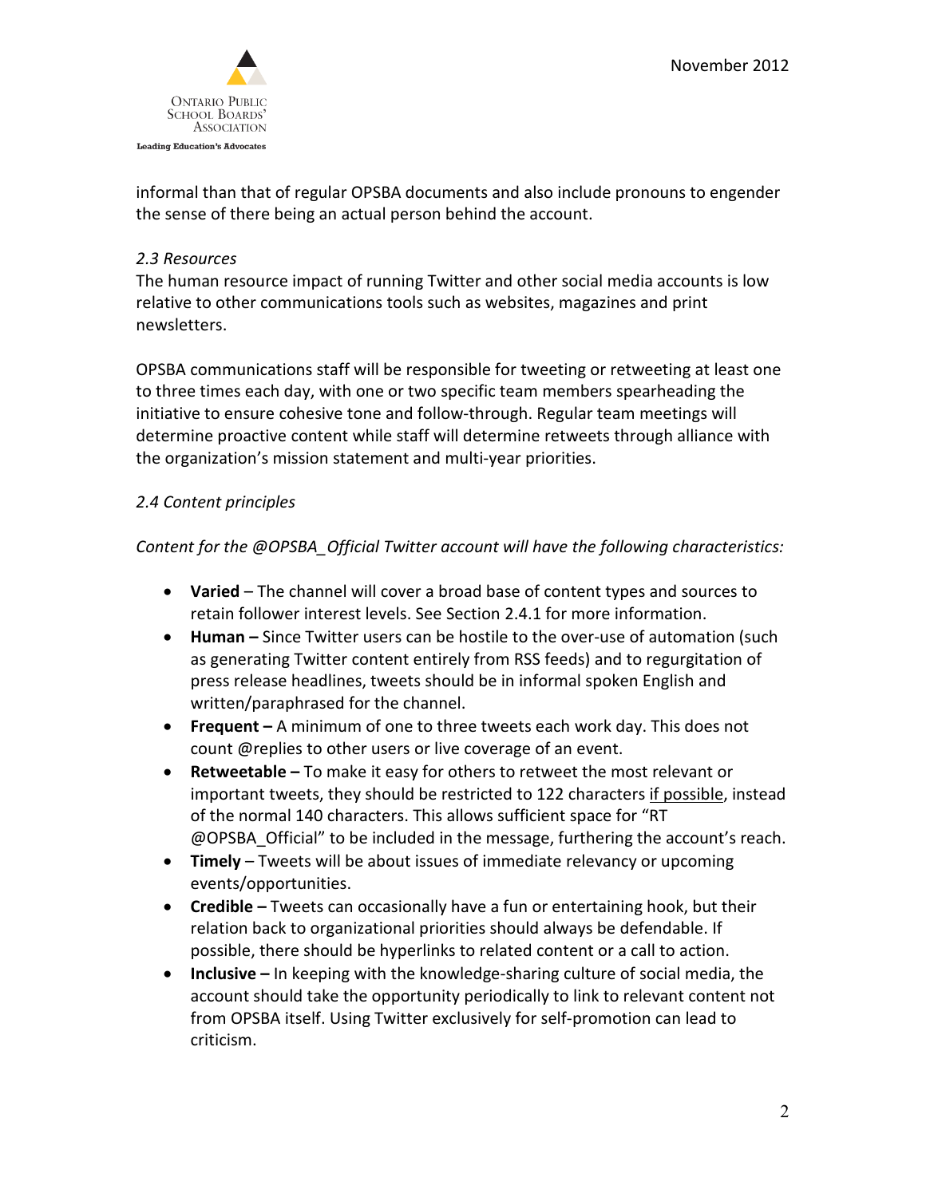informal than that of regular OPSBA documents and also include pronouns to engender the sense of there being an actual person behind the account.

*2.3 Resources*

The human resource impact of running Twitter and other social media accounts is low relative to other communications tools such as websites, magazines and print newsletters.

OPSBA communications staff will be responsible for tweeting or retweeting at least one to three times each day, with one or two specific team members spearheading the initiative to ensure cohesive tone and follow-through. Regular team meetings will determine proactive content while staff will determine retweets through alliance with the organization's mission statement and multi-year priorities.

*2.4 Content principles*

*Content for the @OPSBA_Official Twitter account will have the following characteristics:*

- **Varied** – The channel will cover a broad base of content types and sources to retain follower interest levels. See Section 2.4.1 for more information.
- **Human –** Since Twitter users can be hostile to the over-use of automation (such as generating Twitter content entirely from RSS feeds) and to regurgitation of press release headlines, tweets should be in informal spoken English and written/paraphrased for the channel.
- **Frequent –** A minimum of one to three tweets each work day. This does not count @replies to other users or live coverage of an event.
- **Retweetable –** To make it easy for others to retweet the most relevant or important tweets, they should be restricted to 122 characters <u>if possible</u>, instead of the normal 140 characters. This allows sufficient space for "RT @OPSBA_Official" to be included in the message, furthering the account's reach.
- **Timely** – Tweets will be about issues of immediate relevancy or upcoming events/opportunities.
- **Credible –** Tweets can occasionally have a fun or entertaining hook, but their relation back to organizational priorities should always be defendable. If possible, there should be hyperlinks to related content or a call to action.
- **Inclusive –** In keeping with the knowledge-sharing culture of social media, the account should take the opportunity periodically to link to relevant content not from OPSBA itself. Using Twitter exclusively for self-promotion can lead to criticism.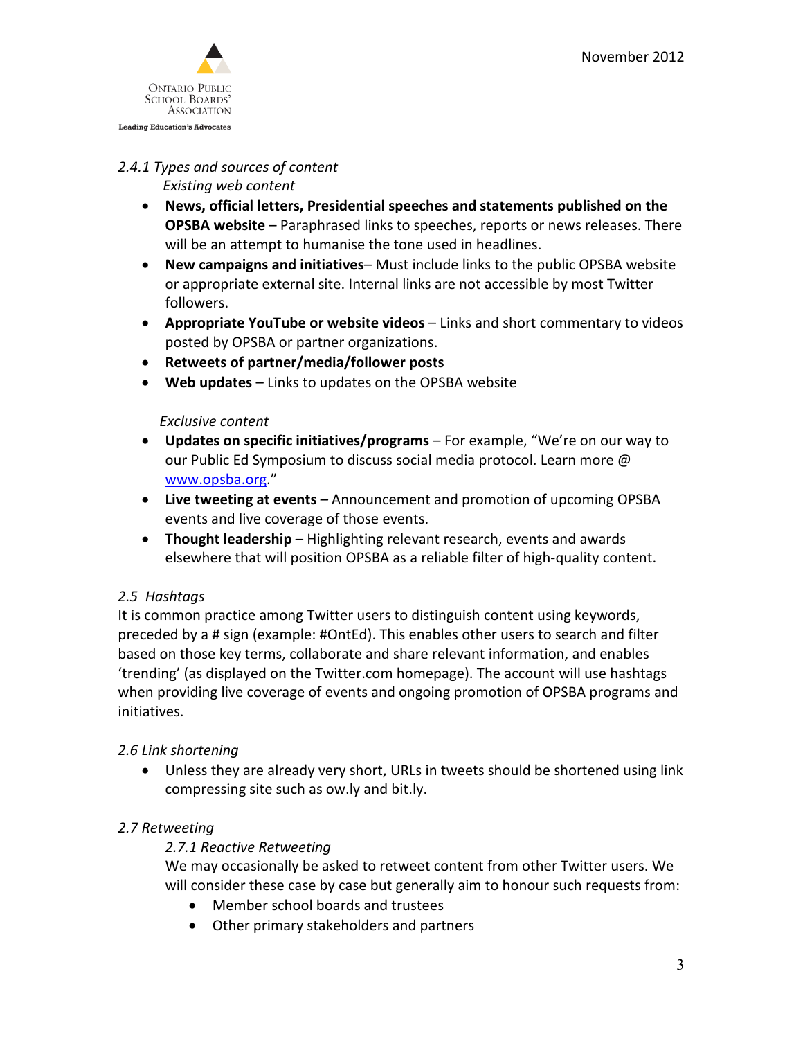*2.4.1 Types and sources of content*

*Existing web content*

- **News, official letters, Presidential speeches and statements published on the OPSBA website** – Paraphrased links to speeches, reports or news releases. There will be an attempt to humanise the tone used in headlines.
- **New campaigns and initiatives**– Must include links to the public OPSBA website or appropriate external site. Internal links are not accessible by most Twitter followers.
- **Appropriate YouTube or website videos** – Links and short commentary to videos posted by OPSBA or partner organizations.
- **Retweets of partner/media/follower posts**
- **Web updates** – Links to updates on the OPSBA website

*Exclusive content*

- **Updates on specific initiatives/programs** – For example, "We're on our way to our Public Ed Symposium to discuss social media protocol. Learn more @ www.opsba.org."
- **Live tweeting at events** – Announcement and promotion of upcoming OPSBA events and live coverage of those events.
- **Thought leadership** – Highlighting relevant research, events and awards elsewhere that will position OPSBA as a reliable filter of high-quality content.

*2.5 Hashtags*

It is common practice among Twitter users to distinguish content using keywords, preceded by a # sign (example: #OntEd). This enables other users to search and filter based on those key terms, collaborate and share relevant information, and enables 'trending' (as displayed on the Twitter.com homepage). The account will use hashtags when providing live coverage of events and ongoing promotion of OPSBA programs and initiatives.

*2.6 Link shortening*

- Unless they are already very short, URLs in tweets should be shortened using link compressing site such as ow.ly and bit.ly.

*2.7 Retweeting*

*2.7.1 Reactive Retweeting*

We may occasionally be asked to retweet content from other Twitter users. We will consider these case by case but generally aim to honour such requests from:

- Member school boards and trustees
- Other primary stakeholders and partners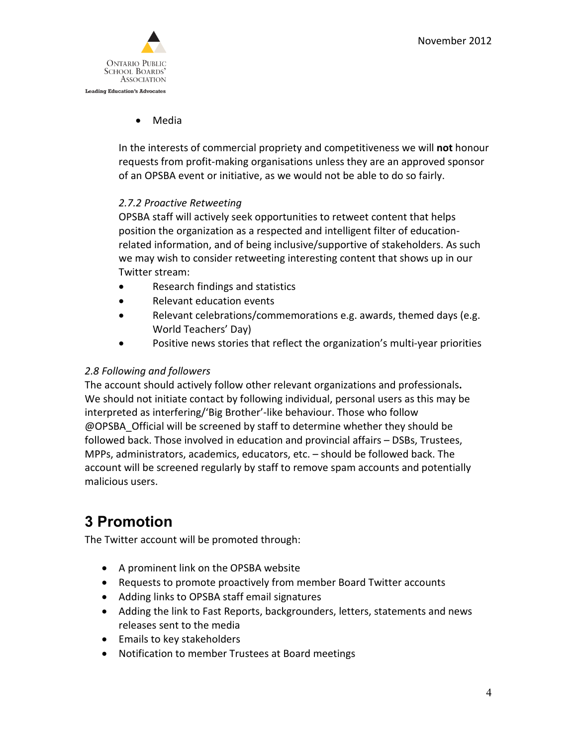- Media

In the interests of commercial propriety and competitiveness we will **not** honour requests from profit-making organisations unless they are an approved sponsor of an OPSBA event or initiative, as we would not be able to do so fairly.

*2.7.2 Proactive Retweeting*

OPSBA staff will actively seek opportunities to retweet content that helps position the organization as a respected and intelligent filter of education-related information, and of being inclusive/supportive of stakeholders. As such we may wish to consider retweeting interesting content that shows up in our Twitter stream:

- Research findings and statistics
- Relevant education events
- Relevant celebrations/commemorations e.g. awards, themed days (e.g. World Teachers' Day)
- Positive news stories that reflect the organization's multi-year priorities

*2.8 Following and followers*

The account should actively follow other relevant organizations and professionals**.** We should not initiate contact by following individual, personal users as this may be interpreted as interfering/'Big Brother'-like behaviour. Those who follow @OPSBA_Official will be screened by staff to determine whether they should be followed back. Those involved in education and provincial affairs – DSBs, Trustees, MPPs, administrators, academics, educators, etc. – should be followed back. The account will be screened regularly by staff to remove spam accounts and potentially malicious users.

# 3 Promotion

The Twitter account will be promoted through:

- A prominent link on the OPSBA website
- Requests to promote proactively from member Board Twitter accounts
- Adding links to OPSBA staff email signatures
- Adding the link to Fast Reports, backgrounders, letters, statements and news releases sent to the media
- Emails to key stakeholders
- Notification to member Trustees at Board meetings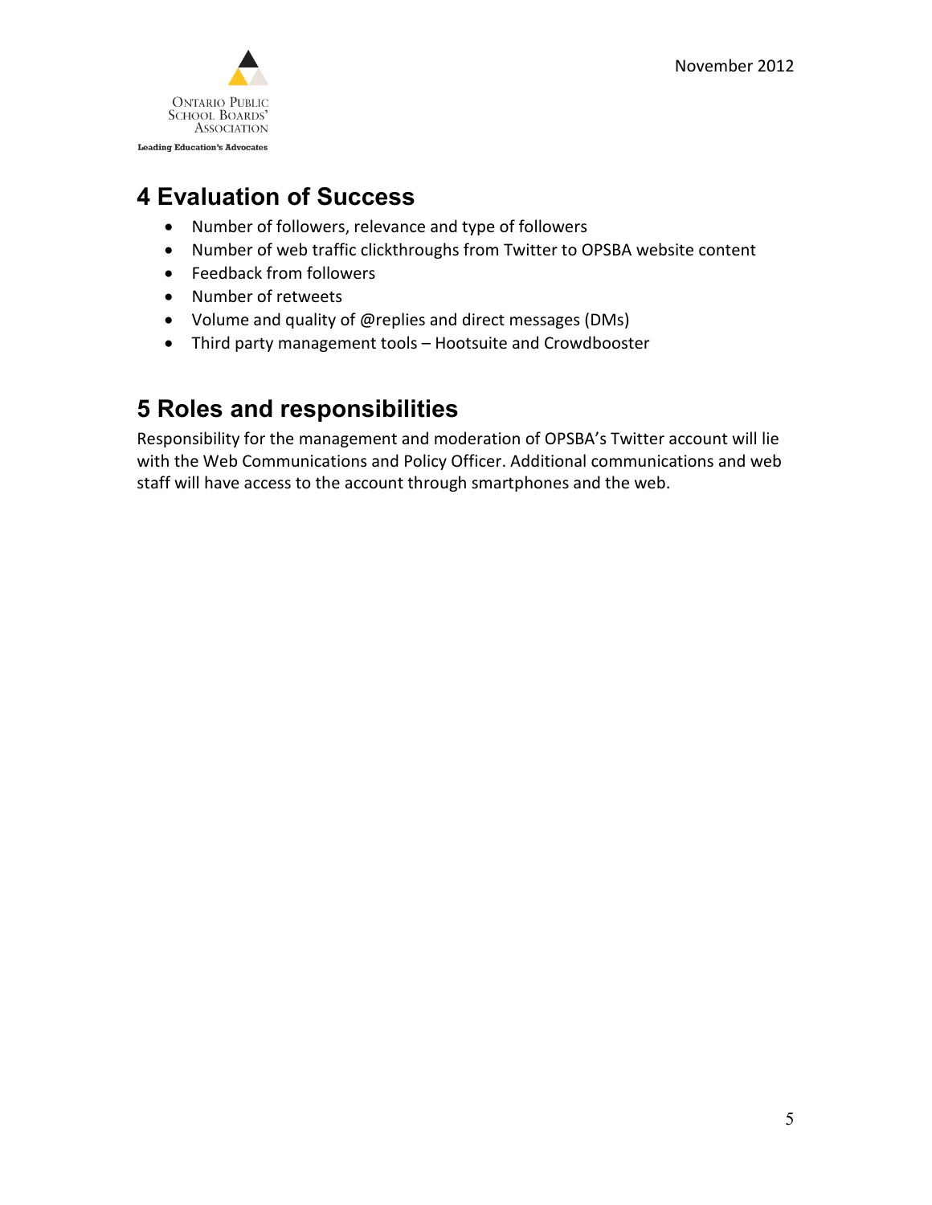## 4 Evaluation of Success

- Number of followers, relevance and type of followers
- Number of web traffic clickthroughs from Twitter to OPSBA website content
- Feedback from followers
- Number of retweets
- Volume and quality of @replies and direct messages (DMs)
- Third party management tools – Hootsuite and Crowdbooster

## 5 Roles and responsibilities

Responsibility for the management and moderation of OPSBA's Twitter account will lie with the Web Communications and Policy Officer. Additional communications and web staff will have access to the account through smartphones and the web.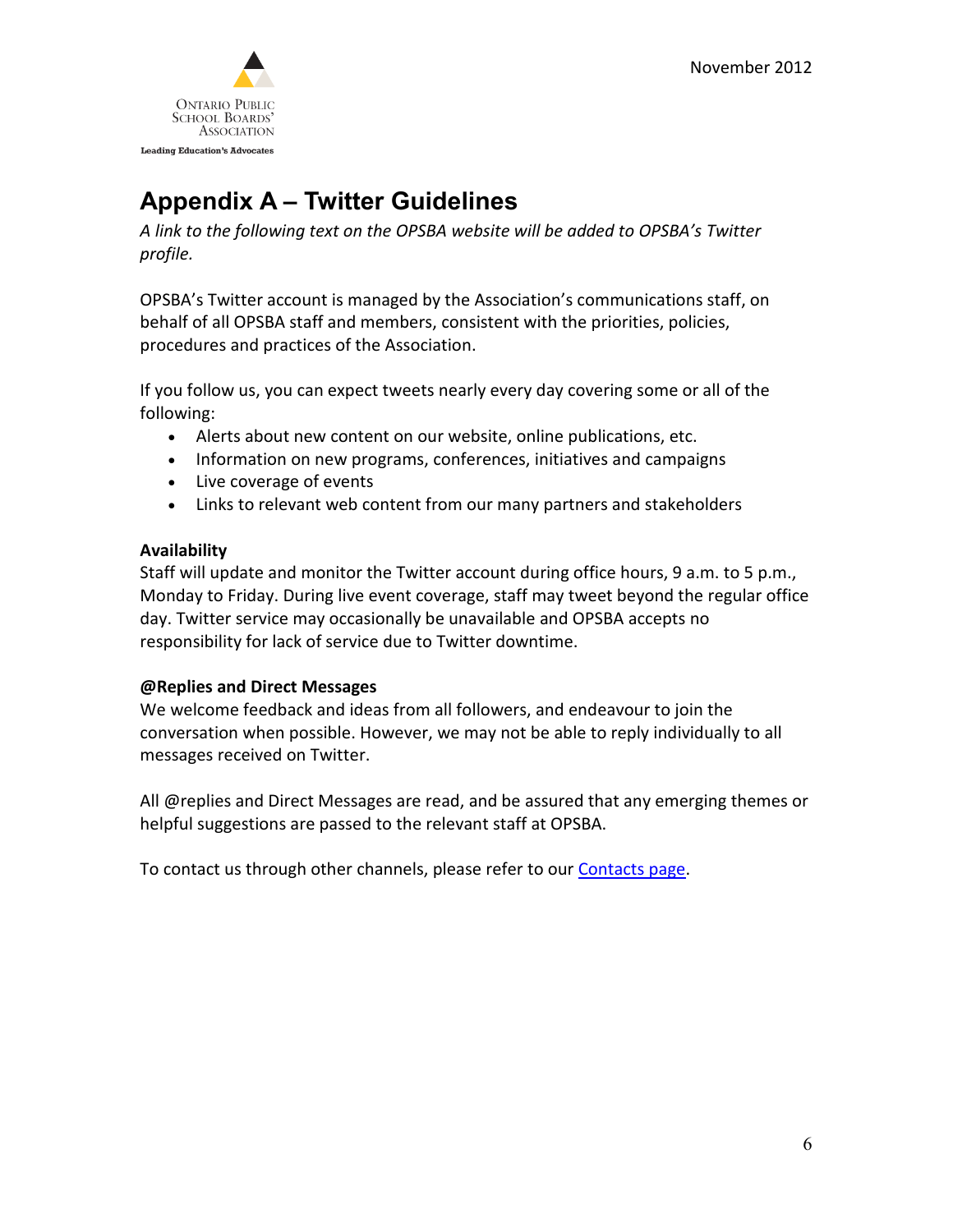# Appendix A – Twitter Guidelines

*A link to the following text on the OPSBA website will be added to OPSBA's Twitter profile.*

OPSBA's Twitter account is managed by the Association's communications staff, on behalf of all OPSBA staff and members, consistent with the priorities, policies, procedures and practices of the Association.

If you follow us, you can expect tweets nearly every day covering some or all of the following:

- Alerts about new content on our website, online publications, etc.
- Information on new programs, conferences, initiatives and campaigns
- Live coverage of events
- Links to relevant web content from our many partners and stakeholders

**Availability**

Staff will update and monitor the Twitter account during office hours, 9 a.m. to 5 p.m., Monday to Friday. During live event coverage, staff may tweet beyond the regular office day. Twitter service may occasionally be unavailable and OPSBA accepts no responsibility for lack of service due to Twitter downtime.

**@Replies and Direct Messages**

We welcome feedback and ideas from all followers, and endeavour to join the conversation when possible. However, we may not be able to reply individually to all messages received on Twitter.

All @replies and Direct Messages are read, and be assured that any emerging themes or helpful suggestions are passed to the relevant staff at OPSBA.

To contact us through other channels, please refer to our Contacts page.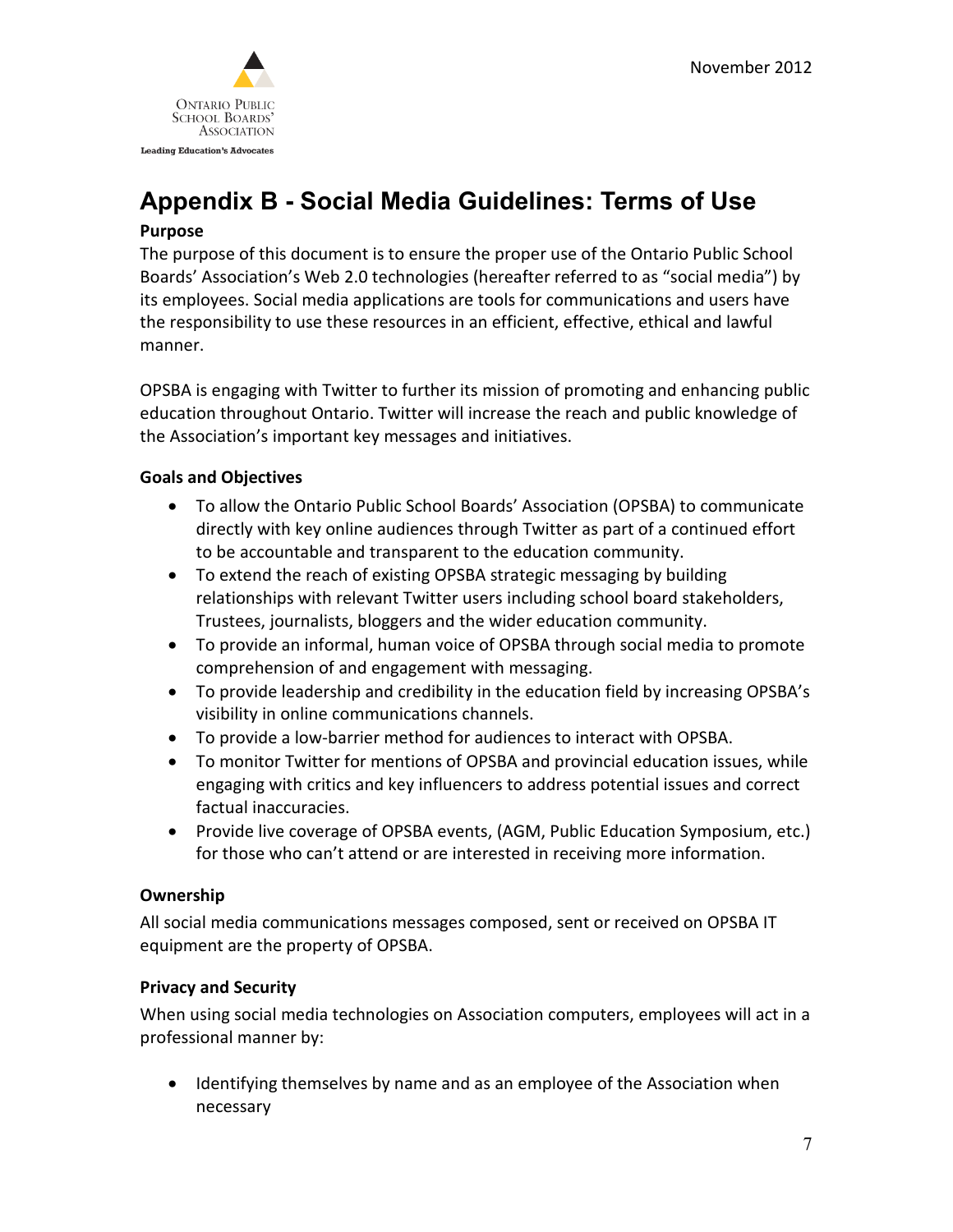# Appendix B - Social Media Guidelines: Terms of Use

### Purpose

The purpose of this document is to ensure the proper use of the Ontario Public School Boards' Association's Web 2.0 technologies (hereafter referred to as "social media") by its employees. Social media applications are tools for communications and users have the responsibility to use these resources in an efficient, effective, ethical and lawful manner.

OPSBA is engaging with Twitter to further its mission of promoting and enhancing public education throughout Ontario. Twitter will increase the reach and public knowledge of the Association's important key messages and initiatives.

### Goals and Objectives

- To allow the Ontario Public School Boards' Association (OPSBA) to communicate directly with key online audiences through Twitter as part of a continued effort to be accountable and transparent to the education community.
- To extend the reach of existing OPSBA strategic messaging by building relationships with relevant Twitter users including school board stakeholders, Trustees, journalists, bloggers and the wider education community.
- To provide an informal, human voice of OPSBA through social media to promote comprehension of and engagement with messaging.
- To provide leadership and credibility in the education field by increasing OPSBA's visibility in online communications channels.
- To provide a low-barrier method for audiences to interact with OPSBA.
- To monitor Twitter for mentions of OPSBA and provincial education issues, while engaging with critics and key influencers to address potential issues and correct factual inaccuracies.
- Provide live coverage of OPSBA events, (AGM, Public Education Symposium, etc.) for those who can't attend or are interested in receiving more information.

### Ownership

All social media communications messages composed, sent or received on OPSBA IT equipment are the property of OPSBA.

### Privacy and Security

When using social media technologies on Association computers, employees will act in a professional manner by:

- Identifying themselves by name and as an employee of the Association when necessary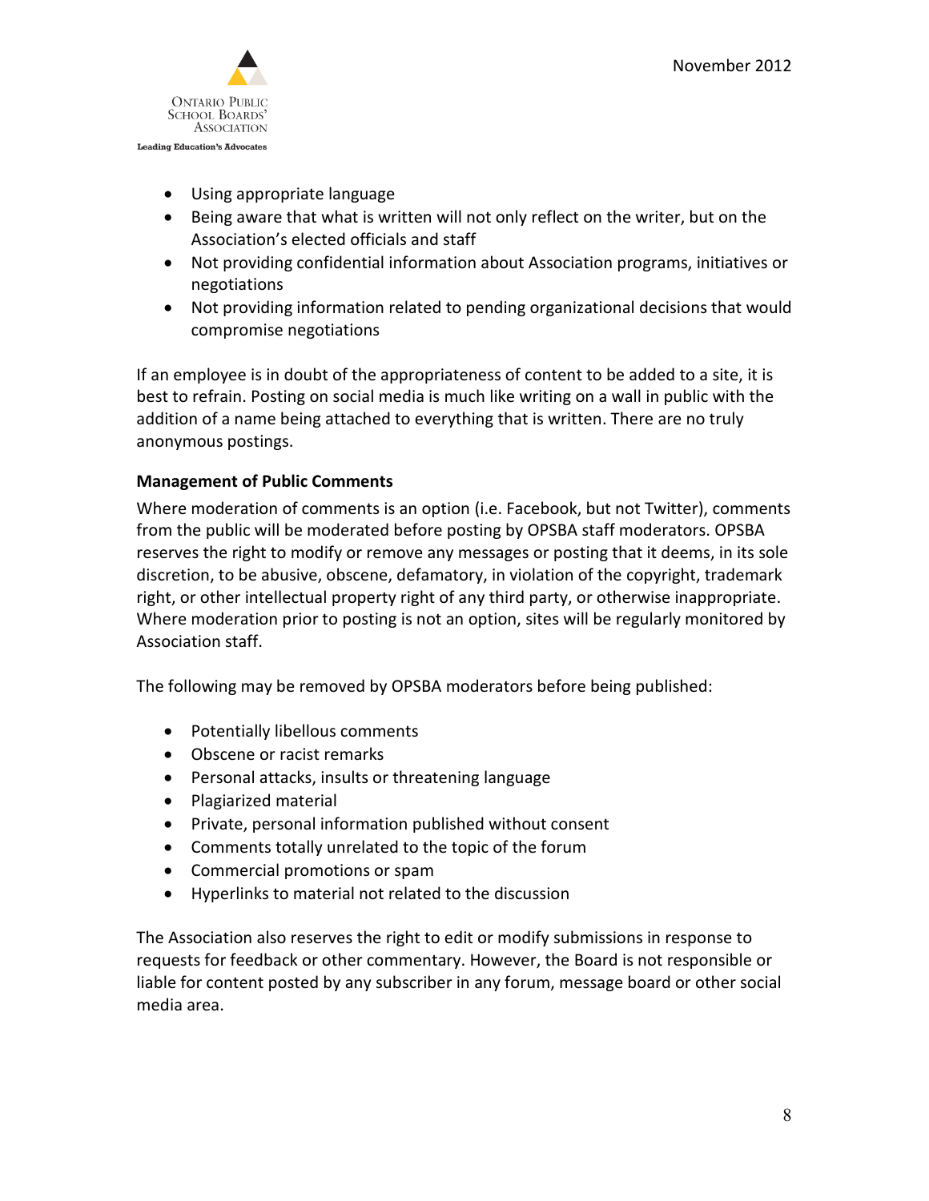- Using appropriate language
- Being aware that what is written will not only reflect on the writer, but on the Association's elected officials and staff
- Not providing confidential information about Association programs, initiatives or negotiations
- Not providing information related to pending organizational decisions that would compromise negotiations

If an employee is in doubt of the appropriateness of content to be added to a site, it is best to refrain. Posting on social media is much like writing on a wall in public with the addition of a name being attached to everything that is written. There are no truly anonymous postings.

**Management of Public Comments**

Where moderation of comments is an option (i.e. Facebook, but not Twitter), comments from the public will be moderated before posting by OPSBA staff moderators. OPSBA reserves the right to modify or remove any messages or posting that it deems, in its sole discretion, to be abusive, obscene, defamatory, in violation of the copyright, trademark right, or other intellectual property right of any third party, or otherwise inappropriate. Where moderation prior to posting is not an option, sites will be regularly monitored by Association staff.

The following may be removed by OPSBA moderators before being published:

- Potentially libellous comments
- Obscene or racist remarks
- Personal attacks, insults or threatening language
- Plagiarized material
- Private, personal information published without consent
- Comments totally unrelated to the topic of the forum
- Commercial promotions or spam
- Hyperlinks to material not related to the discussion

The Association also reserves the right to edit or modify submissions in response to requests for feedback or other commentary. However, the Board is not responsible or liable for content posted by any subscriber in any forum, message board or other social media area.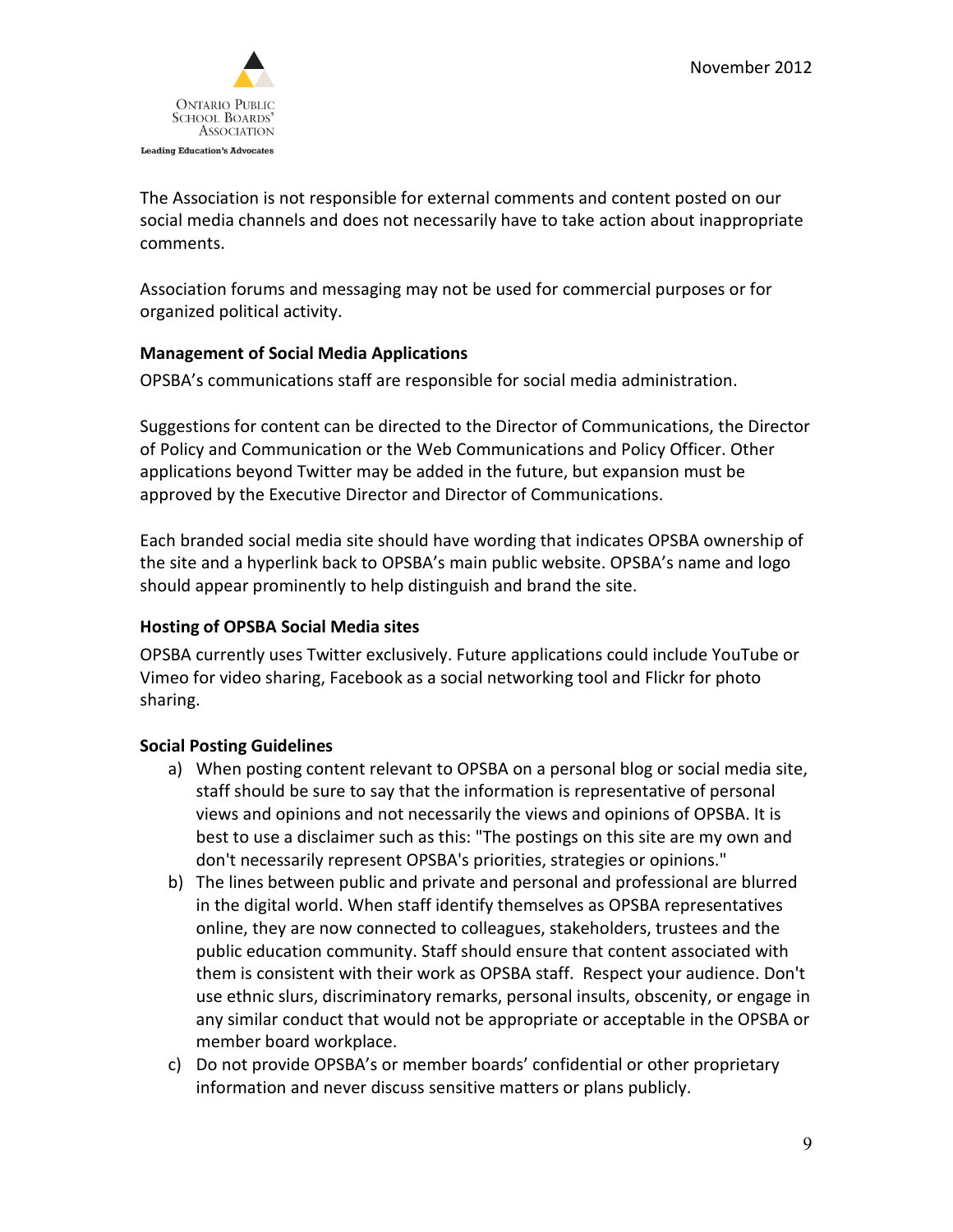The Association is not responsible for external comments and content posted on our social media channels and does not necessarily have to take action about inappropriate comments.

Association forums and messaging may not be used for commercial purposes or for organized political activity.

**Management of Social Media Applications**

OPSBA's communications staff are responsible for social media administration.

Suggestions for content can be directed to the Director of Communications, the Director of Policy and Communication or the Web Communications and Policy Officer. Other applications beyond Twitter may be added in the future, but expansion must be approved by the Executive Director and Director of Communications.

Each branded social media site should have wording that indicates OPSBA ownership of the site and a hyperlink back to OPSBA's main public website. OPSBA's name and logo should appear prominently to help distinguish and brand the site.

**Hosting of OPSBA Social Media sites**

OPSBA currently uses Twitter exclusively. Future applications could include YouTube or Vimeo for video sharing, Facebook as a social networking tool and Flickr for photo sharing.

**Social Posting Guidelines**

a) When posting content relevant to OPSBA on a personal blog or social media site, staff should be sure to say that the information is representative of personal views and opinions and not necessarily the views and opinions of OPSBA. It is best to use a disclaimer such as this: "The postings on this site are my own and don't necessarily represent OPSBA's priorities, strategies or opinions."
b) The lines between public and private and personal and professional are blurred in the digital world. When staff identify themselves as OPSBA representatives online, they are now connected to colleagues, stakeholders, trustees and the public education community. Staff should ensure that content associated with them is consistent with their work as OPSBA staff. Respect your audience. Don't use ethnic slurs, discriminatory remarks, personal insults, obscenity, or engage in any similar conduct that would not be appropriate or acceptable in the OPSBA or member board workplace.
c) Do not provide OPSBA's or member boards' confidential or other proprietary information and never discuss sensitive matters or plans publicly.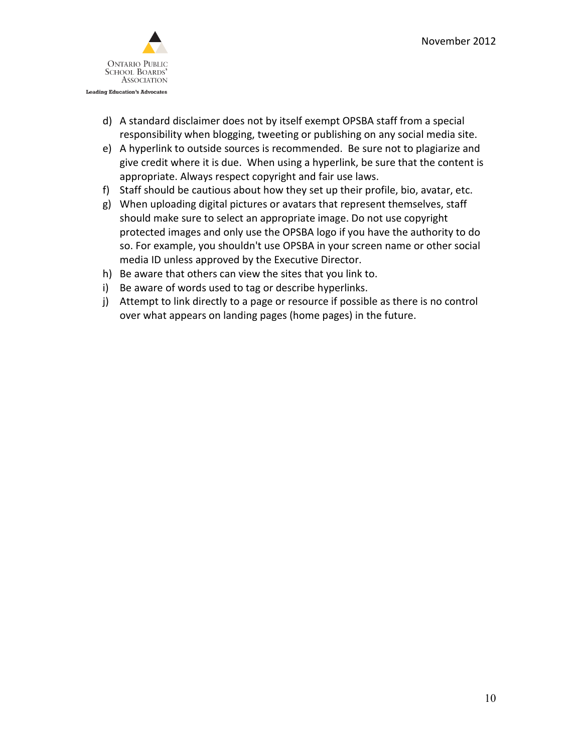d) A standard disclaimer does not by itself exempt OPSBA staff from a special responsibility when blogging, tweeting or publishing on any social media site.
e) A hyperlink to outside sources is recommended. Be sure not to plagiarize and give credit where it is due. When using a hyperlink, be sure that the content is appropriate. Always respect copyright and fair use laws.
f) Staff should be cautious about how they set up their profile, bio, avatar, etc.
g) When uploading digital pictures or avatars that represent themselves, staff should make sure to select an appropriate image. Do not use copyright protected images and only use the OPSBA logo if you have the authority to do so. For example, you shouldn't use OPSBA in your screen name or other social media ID unless approved by the Executive Director.
h) Be aware that others can view the sites that you link to.
i) Be aware of words used to tag or describe hyperlinks.
j) Attempt to link directly to a page or resource if possible as there is no control over what appears on landing pages (home pages) in the future.